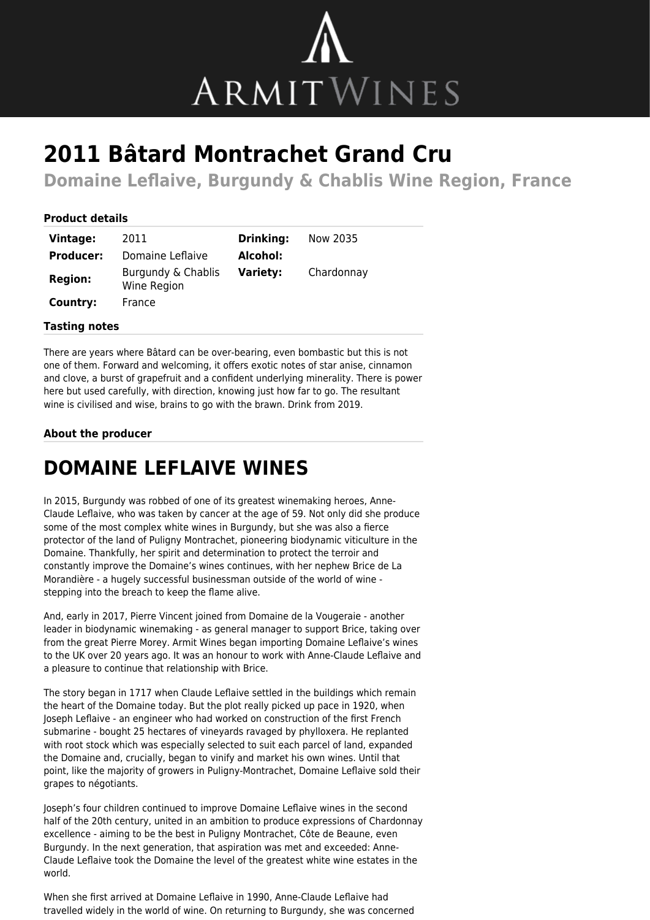# 2011 Bâtard Montrachet Grand Cru

## Domaine Leflaive, Burgundy & Chablis Wine Region, France

### Product details

| | | | |
|---|---|---|---|
| **Vintage:** | 2011 | **Drinking:** | Now 2035 |
| **Producer:** | Domaine Leflaive | **Alcohol:** | |
| **Region:** | Burgundy & Chablis Wine Region | **Variety:** | Chardonnay |
| **Country:** | France | | |

### Tasting notes

There are years where Bâtard can be over-bearing, even bombastic but this is not one of them. Forward and welcoming, it offers exotic notes of star anise, cinnamon and clove, a burst of grapefruit and a confident underlying minerality. There is power here but used carefully, with direction, knowing just how far to go. The resultant wine is civilised and wise, brains to go with the brawn. Drink from 2019.

### About the producer

# DOMAINE LEFLAIVE WINES

In 2015, Burgundy was robbed of one of its greatest winemaking heroes, Anne-Claude Leflaive, who was taken by cancer at the age of 59. Not only did she produce some of the most complex white wines in Burgundy, but she was also a fierce protector of the land of Puligny Montrachet, pioneering biodynamic viticulture in the Domaine. Thankfully, her spirit and determination to protect the terroir and constantly improve the Domaine's wines continues, with her nephew Brice de La Morandière - a hugely successful businessman outside of the world of wine - stepping into the breach to keep the flame alive.

And, early in 2017, Pierre Vincent joined from Domaine de la Vougeraie - another leader in biodynamic winemaking - as general manager to support Brice, taking over from the great Pierre Morey. Armit Wines began importing Domaine Leflaive's wines to the UK over 20 years ago. It was an honour to work with Anne-Claude Leflaive and a pleasure to continue that relationship with Brice.

The story began in 1717 when Claude Leflaive settled in the buildings which remain the heart of the Domaine today. But the plot really picked up pace in 1920, when Joseph Leflaive - an engineer who had worked on construction of the first French submarine - bought 25 hectares of vineyards ravaged by phylloxera. He replanted with root stock which was especially selected to suit each parcel of land, expanded the Domaine and, crucially, began to vinify and market his own wines. Until that point, like the majority of growers in Puligny-Montrachet, Domaine Leflaive sold their grapes to négotiants.

Joseph's four children continued to improve Domaine Leflaive wines in the second half of the 20th century, united in an ambition to produce expressions of Chardonnay excellence - aiming to be the best in Puligny Montrachet, Côte de Beaune, even Burgundy. In the next generation, that aspiration was met and exceeded: Anne-Claude Leflaive took the Domaine the level of the greatest white wine estates in the world.

When she first arrived at Domaine Leflaive in 1990, Anne-Claude Leflaive had travelled widely in the world of wine. On returning to Burgundy, she was concerned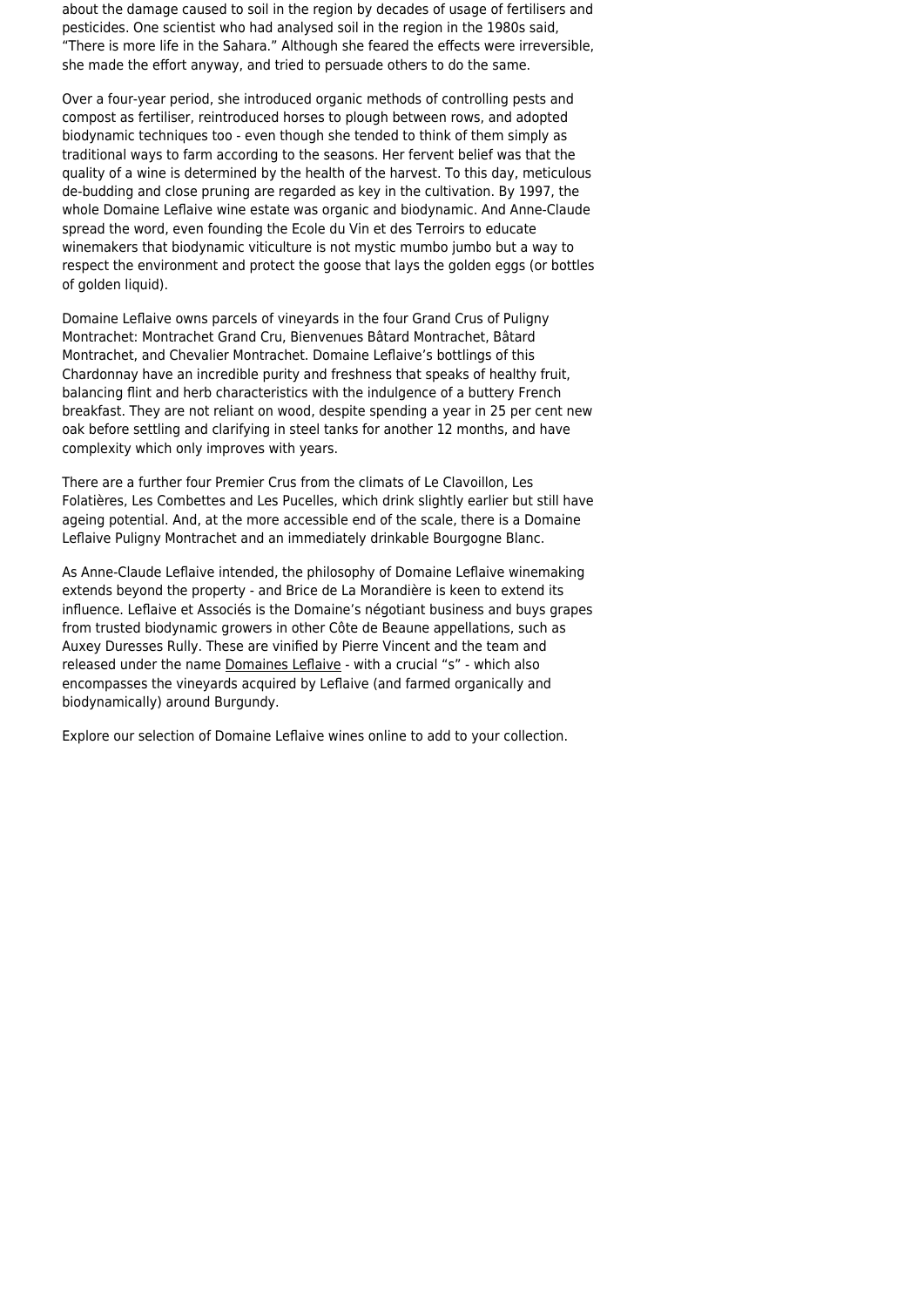about the damage caused to soil in the region by decades of usage of fertilisers and pesticides. One scientist who had analysed soil in the region in the 1980s said, “There is more life in the Sahara.” Although she feared the effects were irreversible, she made the effort anyway, and tried to persuade others to do the same.

Over a four-year period, she introduced organic methods of controlling pests and compost as fertiliser, reintroduced horses to plough between rows, and adopted biodynamic techniques too - even though she tended to think of them simply as traditional ways to farm according to the seasons. Her fervent belief was that the quality of a wine is determined by the health of the harvest. To this day, meticulous de-budding and close pruning are regarded as key in the cultivation. By 1997, the whole Domaine Leflaive wine estate was organic and biodynamic. And Anne-Claude spread the word, even founding the Ecole du Vin et des Terroirs to educate winemakers that biodynamic viticulture is not mystic mumbo jumbo but a way to respect the environment and protect the goose that lays the golden eggs (or bottles of golden liquid).

Domaine Leflaive owns parcels of vineyards in the four Grand Crus of Puligny Montrachet: Montrachet Grand Cru, Bienvenues Bâtard Montrachet, Bâtard Montrachet, and Chevalier Montrachet. Domaine Leflaive’s bottlings of this Chardonnay have an incredible purity and freshness that speaks of healthy fruit, balancing flint and herb characteristics with the indulgence of a buttery French breakfast. They are not reliant on wood, despite spending a year in 25 per cent new oak before settling and clarifying in steel tanks for another 12 months, and have complexity which only improves with years.

There are a further four Premier Crus from the climats of Le Clavoillon, Les Folatières, Les Combettes and Les Pucelles, which drink slightly earlier but still have ageing potential. And, at the more accessible end of the scale, there is a Domaine Leflaive Puligny Montrachet and an immediately drinkable Bourgogne Blanc.

As Anne-Claude Leflaive intended, the philosophy of Domaine Leflaive winemaking extends beyond the property - and Brice de La Morandière is keen to extend its influence. Leflaive et Associés is the Domaine’s négotiant business and buys grapes from trusted biodynamic growers in other Côte de Beaune appellations, such as Auxey Duresses Rully. These are vinified by Pierre Vincent and the team and released under the name Domaines Leflaive - with a crucial “s” - which also encompasses the vineyards acquired by Leflaive (and farmed organically and biodynamically) around Burgundy.

Explore our selection of Domaine Leflaive wines online to add to your collection.